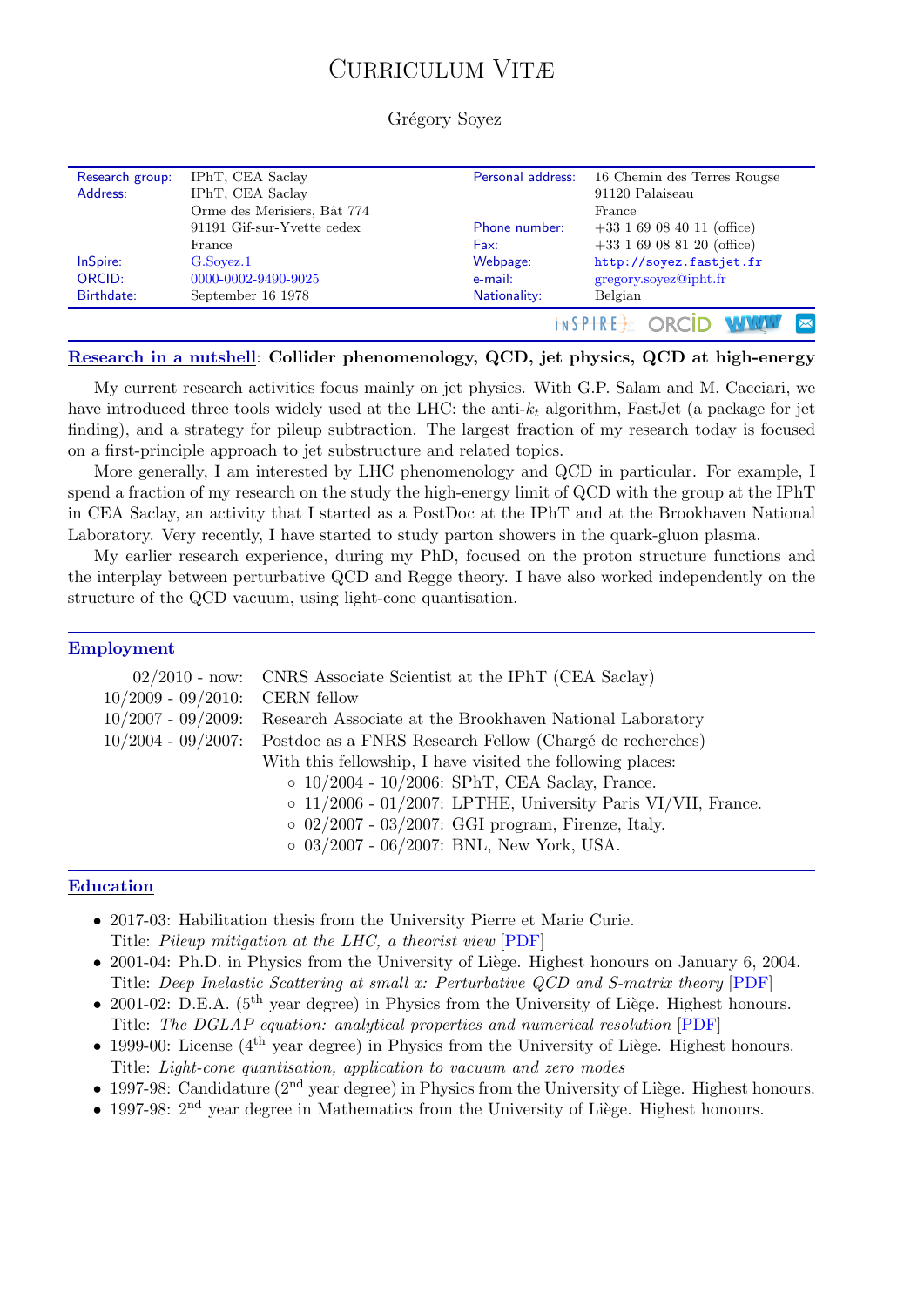# Curriculum Vitæ

Grégory Soyez

| | | | |
|---|---|---|---|
| Research group: | IPhT, CEA Saclay | Personal address: | 16 Chemin des Terres Rouge |
| Address: | IPhT, CEA Saclay | | 91120 Palaiseau |
| | Orme des Merisiers, Bât 774 | | France |
| | 91191 Gif-sur-Yvette cedex | Phone number: | +33 1 69 08 40 11 (office) |
| | France | Fax: | +33 1 69 08 81 20 (office) |
| InSpire: | G.Soyez.1 | Webpage: | http://soyez.fastjet.fr |
| ORCID: | 0000-0002-9490-9025 | e-mail: | gregory.soyez@ipht.fr |
| Birthdate: | September 16 1978 | Nationality: | Belgian |

## Research in a nutshell: Collider phenomenology, QCD, jet physics, QCD at high-energy

My current research activities focus mainly on jet physics. With G.P. Salam and M. Cacciari, we have introduced three tools widely used at the LHC: the anti-$k_t$ algorithm, FastJet (a package for jet finding), and a strategy for pileup subtraction. The largest fraction of my research today is focused on a first-principle approach to jet substructure and related topics.

More generally, I am interested by LHC phenomenology and QCD in particular. For example, I spend a fraction of my research on the study the high-energy limit of QCD with the group at the IPhT in CEA Saclay, an activity that I started as a PostDoc at the IPhT and at the Brookhaven National Laboratory. Very recently, I have started to study parton showers in the quark-gluon plasma.

My earlier research experience, during my PhD, focused on the proton structure functions and the interplay between perturbative QCD and Regge theory. I have also worked independently on the structure of the QCD vacuum, using light-cone quantisation.

## Employment

- 02/2010 - now: CNRS Associate Scientist at the IPhT (CEA Saclay)
- 10/2009 - 09/2010: CERN fellow
- 10/2007 - 09/2009: Research Associate at the Brookhaven National Laboratory
- 10/2004 - 09/2007: Postdoc as a FNRS Research Fellow (Chargé de recherches)
  With this fellowship, I have visited the following places:
  - 10/2004 - 10/2006: SPhT, CEA Saclay, France.
  - 11/2006 - 01/2007: LPTHE, University Paris VI/VII, France.
  - 02/2007 - 03/2007: GGI program, Firenze, Italy.
  - 03/2007 - 06/2007: BNL, New York, USA.

## Education

- 2017-03: Habilitation thesis from the University Pierre et Marie Curie.
  Title: *Pileup mitigation at the LHC, a theorist view* [PDF]
- 2001-04: Ph.D. in Physics from the University of Liège. Highest honours on January 6, 2004.
  Title: *Deep Inelastic Scattering at small x: Perturbative QCD and S-matrix theory* [PDF]
- 2001-02: D.E.A. (5th year degree) in Physics from the University of Liège. Highest honours.
  Title: *The DGLAP equation: analytical properties and numerical resolution* [PDF]
- 1999-00: License (4th year degree) in Physics from the University of Liège. Highest honours.
  Title: *Light-cone quantisation, application to vacuum and zero modes*
- 1997-98: Candidature (2nd year degree) in Physics from the University of Liège. Highest honours.
- 1997-98: 2nd year degree in Mathematics from the University of Liège. Highest honours.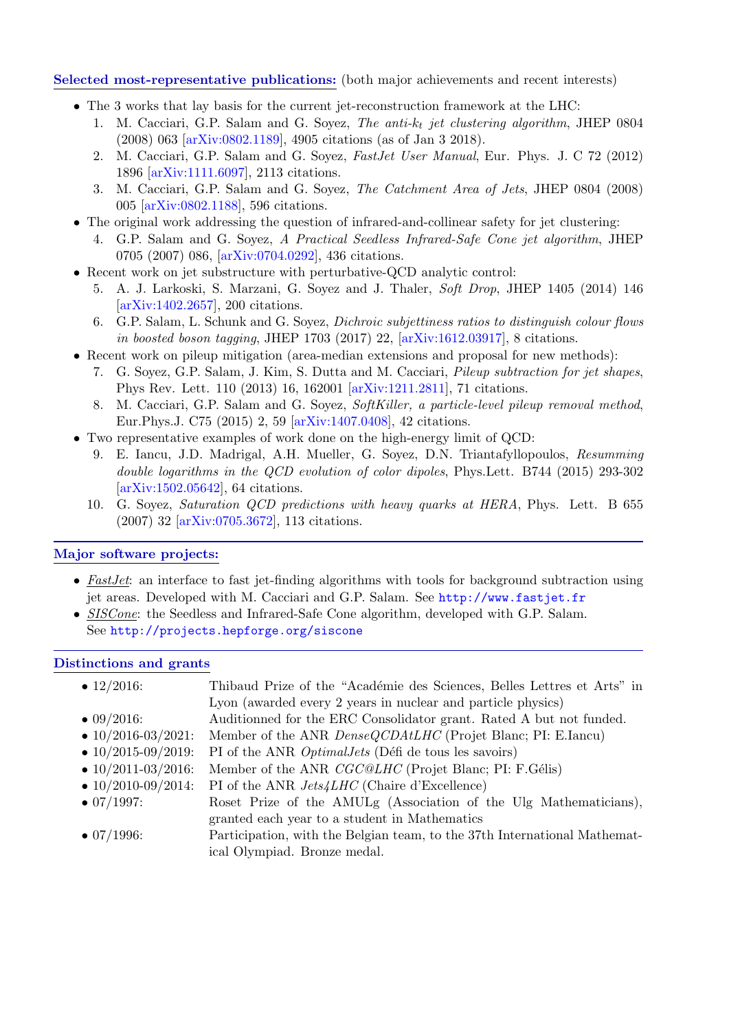**Selected most-representative publications:** (both major achievements and recent interests)

- The 3 works that lay basis for the current jet-reconstruction framework at the LHC:
  1. M. Cacciari, G.P. Salam and G. Soyez, *The anti-$k_t$ jet clustering algorithm*, JHEP 0804 (2008) 063 [arXiv:0802.1189], 4905 citations (as of Jan 3 2018).
  2. M. Cacciari, G.P. Salam and G. Soyez, *FastJet User Manual*, Eur. Phys. J. C 72 (2012) 1896 [arXiv:1111.6097], 2113 citations.
  3. M. Cacciari, G.P. Salam and G. Soyez, *The Catchment Area of Jets*, JHEP 0804 (2008) 005 [arXiv:0802.1188], 596 citations.
- The original work addressing the question of infrared-and-collinear safety for jet clustering:
  4. G.P. Salam and G. Soyez, *A Practical Seedless Infrared-Safe Cone jet algorithm*, JHEP 0705 (2007) 086, [arXiv:0704.0292], 436 citations.
- Recent work on jet substructure with perturbative-QCD analytic control:
  5. A. J. Larkoski, S. Marzani, G. Soyez and J. Thaler, *Soft Drop*, JHEP 1405 (2014) 146 [arXiv:1402.2657], 200 citations.
  6. G.P. Salam, L. Schunk and G. Soyez, *Dichroic subjettiness ratios to distinguish colour flows in boosted boson tagging*, JHEP 1703 (2017) 22, [arXiv:1612.03917], 8 citations.
- Recent work on pileup mitigation (area-median extensions and proposal for new methods):
  7. G. Soyez, G.P. Salam, J. Kim, S. Dutta and M. Cacciari, *Pileup subtraction for jet shapes*, Phys Rev. Lett. 110 (2013) 16, 162001 [arXiv:1211.2811], 71 citations.
  8. M. Cacciari, G.P. Salam and G. Soyez, *SoftKiller, a particle-level pileup removal method*, Eur.Phys.J. C75 (2015) 2, 59 [arXiv:1407.0408], 42 citations.
- Two representative examples of work done on the high-energy limit of QCD:
  9. E. Iancu, J.D. Madrigal, A.H. Mueller, G. Soyez, D.N. Triantafyllopoulos, *Resumming double logarithms in the QCD evolution of color dipoles*, Phys.Lett. B744 (2015) 293-302 [arXiv:1502.05642], 64 citations.
  10. G. Soyez, *Saturation QCD predictions with heavy quarks at HERA*, Phys. Lett. B 655 (2007) 32 [arXiv:0705.3672], 113 citations.

---

**Major software projects:**

- *FastJet*: an interface to fast jet-finding algorithms with tools for background subtraction using jet areas. Developed with M. Cacciari and G.P. Salam. See `http://www.fastjet.fr`
- *SISCone*: the Seedless and Infrared-Safe Cone algorithm, developed with G.P. Salam. See `http://projects.hepforge.org/siscone`

---

**Distinctions and grants**

- 12/2016: Thibaud Prize of the "Académie des Sciences, Belles Lettres et Arts" in Lyon (awarded every 2 years in nuclear and particle physics)
- 09/2016: Auditionned for the ERC Consolidator grant. Rated A but not funded.
- 10/2016-03/2021: Member of the ANR *DenseQCDAtLHC* (Projet Blanc; PI: E.Iancu)
- 10/2015-09/2019: PI of the ANR *OptimalJets* (Défi de tous les savoirs)
- 10/2011-03/2016: Member of the ANR *CGC@LHC* (Projet Blanc; PI: F.Gélis)
- 10/2010-09/2014: PI of the ANR *Jets4LHC* (Chaire d'Excellence)
- 07/1997: Roset Prize of the AMULg (Association of the Ulg Mathematicians), granted each year to a student in Mathematics
- 07/1996: Participation, with the Belgian team, to the 37th International Mathematical Olympiad. Bronze medal.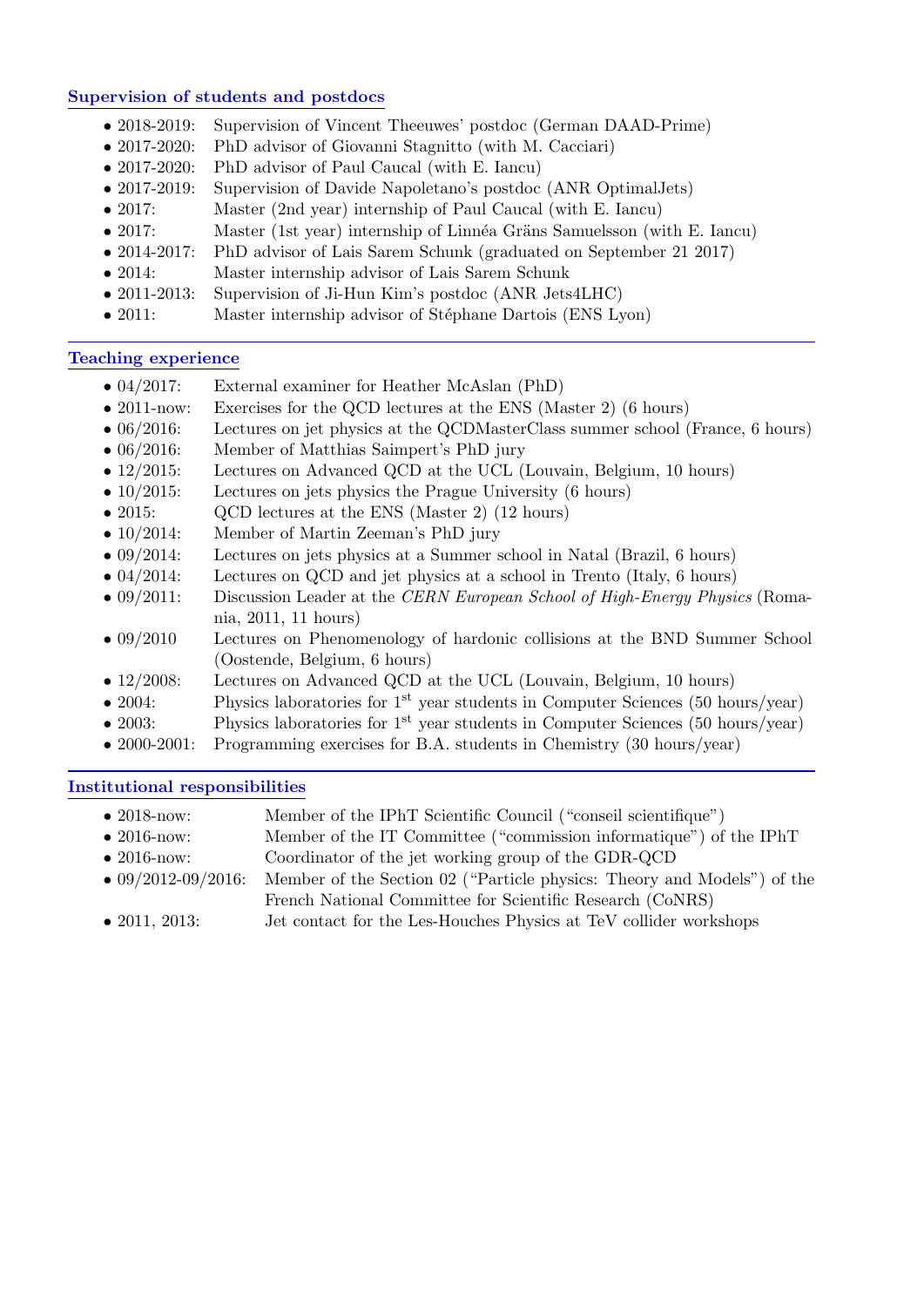## Supervision of students and postdocs

- 2018-2019: Supervision of Vincent Theeuwes' postdoc (German DAAD-Prime)
- 2017-2020: PhD advisor of Giovanni Stagnitto (with M. Cacciari)
- 2017-2020: PhD advisor of Paul Caucal (with E. Iancu)
- 2017-2019: Supervision of Davide Napoletano's postdoc (ANR OptimalJets)
- 2017: Master (2nd year) internship of Paul Caucal (with E. Iancu)
- 2017: Master (1st year) internship of Linnéa Gräns Samuelsson (with E. Iancu)
- 2014-2017: PhD advisor of Lais Sarem Schunk (graduated on September 21 2017)
- 2014: Master internship advisor of Lais Sarem Schunk
- 2011-2013: Supervision of Ji-Hun Kim's postdoc (ANR Jets4LHC)
- 2011: Master internship advisor of Stéphane Dartois (ENS Lyon)

## Teaching experience

- 04/2017: External examiner for Heather McAslan (PhD)
- 2011-now: Exercises for the QCD lectures at the ENS (Master 2) (6 hours)
- 06/2016: Lectures on jet physics at the QCDMasterClass summer school (France, 6 hours)
- 06/2016: Member of Matthias Saimpert's PhD jury
- 12/2015: Lectures on Advanced QCD at the UCL (Louvain, Belgium, 10 hours)
- 10/2015: Lectures on jets physics the Prague University (6 hours)
- 2015: QCD lectures at the ENS (Master 2) (12 hours)
- 10/2014: Member of Martin Zeeman's PhD jury
- 09/2014: Lectures on jets physics at a Summer school in Natal (Brazil, 6 hours)
- 04/2014: Lectures on QCD and jet physics at a school in Trento (Italy, 6 hours)
- 09/2011: Discussion Leader at the *CERN European School of High-Energy Physics* (Romania, 2011, 11 hours)
- 09/2010 Lectures on Phenomenology of hardonic collisions at the BND Summer School (Oostende, Belgium, 6 hours)
- 12/2008: Lectures on Advanced QCD at the UCL (Louvain, Belgium, 10 hours)
- 2004: Physics laboratories for 1st year students in Computer Sciences (50 hours/year)
- 2003: Physics laboratories for 1st year students in Computer Sciences (50 hours/year)
- 2000-2001: Programming exercises for B.A. students in Chemistry (30 hours/year)

## Institutional responsibilities

- 2018-now: Member of the IPhT Scientific Council ("conseil scientifique")
- 2016-now: Member of the IT Committee ("commission informatique") of the IPhT
- 2016-now: Coordinator of the jet working group of the GDR-QCD
- 09/2012-09/2016: Member of the Section 02 ("Particle physics: Theory and Models") of the French National Committee for Scientific Research (CoNRS)
- 2011, 2013: Jet contact for the Les-Houches Physics at TeV collider workshops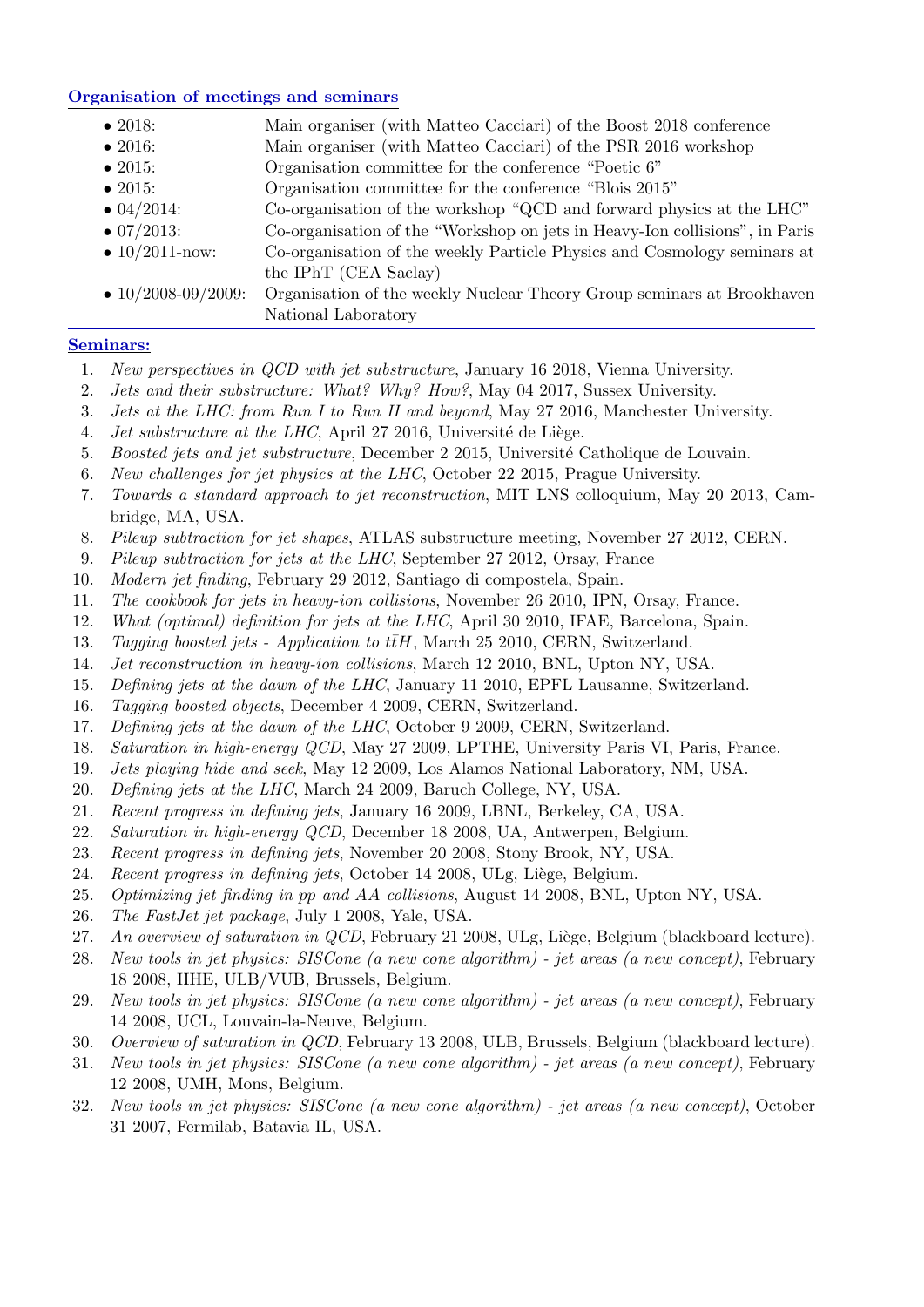## Organisation of meetings and seminars

- 2018: Main organiser (with Matteo Cacciari) of the Boost 2018 conference
- 2016: Main organiser (with Matteo Cacciari) of the PSR 2016 workshop
- 2015: Organisation committee for the conference "Poetic 6"
- 2015: Organisation committee for the conference "Blois 2015"
- 04/2014: Co-organisation of the workshop "QCD and forward physics at the LHC"
- 07/2013: Co-organisation of the "Workshop on jets in Heavy-Ion collisions", in Paris
- 10/2011-now: Co-organisation of the weekly Particle Physics and Cosmology seminars at the IPhT (CEA Saclay)
- 10/2008-09/2009: Organisation of the weekly Nuclear Theory Group seminars at Brookhaven National Laboratory

## Seminars:

1. *New perspectives in QCD with jet substructure*, January 16 2018, Vienna University.
2. *Jets and their substructure: What? Why? How?*, May 04 2017, Sussex University.
3. *Jets at the LHC: from Run I to Run II and beyond*, May 27 2016, Manchester University.
4. *Jet substructure at the LHC*, April 27 2016, Université de Liège.
5. *Boosted jets and jet substructure*, December 2 2015, Université Catholique de Louvain.
6. *New challenges for jet physics at the LHC*, October 22 2015, Prague University.
7. *Towards a standard approach to jet reconstruction*, MIT LNS colloquium, May 20 2013, Cambridge, MA, USA.
8. *Pileup subtraction for jet shapes*, ATLAS substructure meeting, November 27 2012, CERN.
9. *Pileup subtraction for jets at the LHC*, September 27 2012, Orsay, France
10. *Modern jet finding*, February 29 2012, Santiago di compostela, Spain.
11. *The cookbook for jets in heavy-ion collisions*, November 26 2010, IPN, Orsay, France.
12. *What (optimal) definition for jets at the LHC*, April 30 2010, IFAE, Barcelona, Spain.
13. *Tagging boosted jets - Application to $t\bar{t}H$*, March 25 2010, CERN, Switzerland.
14. *Jet reconstruction in heavy-ion collisions*, March 12 2010, BNL, Upton NY, USA.
15. *Defining jets at the dawn of the LHC*, January 11 2010, EPFL Lausanne, Switzerland.
16. *Tagging boosted objects*, December 4 2009, CERN, Switzerland.
17. *Defining jets at the dawn of the LHC*, October 9 2009, CERN, Switzerland.
18. *Saturation in high-energy QCD*, May 27 2009, LPTHE, University Paris VI, Paris, France.
19. *Jets playing hide and seek*, May 12 2009, Los Alamos National Laboratory, NM, USA.
20. *Defining jets at the LHC*, March 24 2009, Baruch College, NY, USA.
21. *Recent progress in defining jets*, January 16 2009, LBNL, Berkeley, CA, USA.
22. *Saturation in high-energy QCD*, December 18 2008, UA, Antwerpen, Belgium.
23. *Recent progress in defining jets*, November 20 2008, Stony Brook, NY, USA.
24. *Recent progress in defining jets*, October 14 2008, ULg, Liège, Belgium.
25. *Optimizing jet finding in pp and AA collisions*, August 14 2008, BNL, Upton NY, USA.
26. *The FastJet jet package*, July 1 2008, Yale, USA.
27. *An overview of saturation in QCD*, February 21 2008, ULg, Liège, Belgium (blackboard lecture).
28. *New tools in jet physics: SISCone (a new cone algorithm) - jet areas (a new concept)*, February 18 2008, IIHE, ULB/VUB, Brussels, Belgium.
29. *New tools in jet physics: SISCone (a new cone algorithm) - jet areas (a new concept)*, February 14 2008, UCL, Louvain-la-Neuve, Belgium.
30. *Overview of saturation in QCD*, February 13 2008, ULB, Brussels, Belgium (blackboard lecture).
31. *New tools in jet physics: SISCone (a new cone algorithm) - jet areas (a new concept)*, February 12 2008, UMH, Mons, Belgium.
32. *New tools in jet physics: SISCone (a new cone algorithm) - jet areas (a new concept)*, October 31 2007, Fermilab, Batavia IL, USA.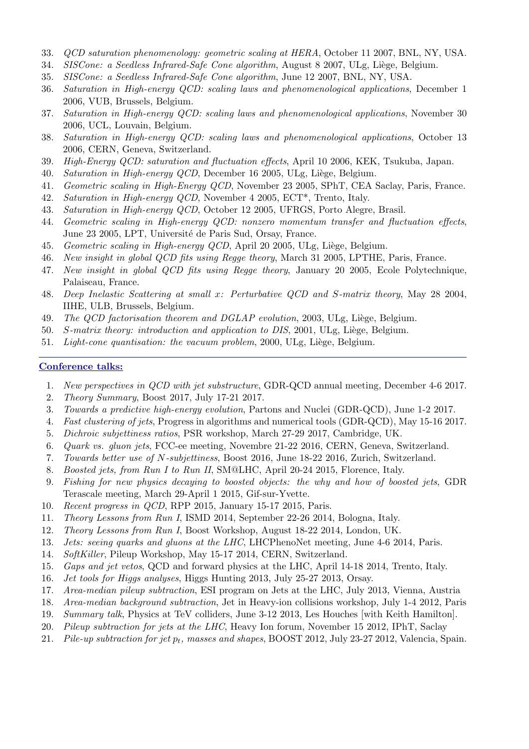33. *QCD saturation phenomenology: geometric scaling at HERA*, October 11 2007, BNL, NY, USA.
34. *SISCone: a Seedless Infrared-Safe Cone algorithm*, August 8 2007, ULg, Liège, Belgium.
35. *SISCone: a Seedless Infrared-Safe Cone algorithm*, June 12 2007, BNL, NY, USA.
36. *Saturation in High-energy QCD: scaling laws and phenomenological applications*, December 1 2006, VUB, Brussels, Belgium.
37. *Saturation in High-energy QCD: scaling laws and phenomenological applications*, November 30 2006, UCL, Louvain, Belgium.
38. *Saturation in High-energy QCD: scaling laws and phenomenological applications*, October 13 2006, CERN, Geneva, Switzerland.
39. *High-Energy QCD: saturation and fluctuation effects*, April 10 2006, KEK, Tsukuba, Japan.
40. *Saturation in High-energy QCD*, December 16 2005, ULg, Liège, Belgium.
41. *Geometric scaling in High-Energy QCD*, November 23 2005, SPhT, CEA Saclay, Paris, France.
42. *Saturation in High-energy QCD*, November 4 2005, ECT*, Trento, Italy.
43. *Saturation in High-energy QCD*, October 12 2005, UFRGS, Porto Alegre, Brasil.
44. *Geometric scaling in High-energy QCD: nonzero momentum transfer and fluctuation effects*, June 23 2005, LPT, Université de Paris Sud, Orsay, France.
45. *Geometric scaling in High-energy QCD*, April 20 2005, ULg, Liège, Belgium.
46. *New insight in global QCD fits using Regge theory*, March 31 2005, LPTHE, Paris, France.
47. *New insight in global QCD fits using Regge theory*, January 20 2005, Ecole Polytechnique, Palaiseau, France.
48. *Deep Inelastic Scattering at small $x$: Perturbative QCD and S-matrix theory*, May 28 2004, IIHE, ULB, Brussels, Belgium.
49. *The QCD factorisation theorem and DGLAP evolution*, 2003, ULg, Liège, Belgium.
50. *S-matrix theory: introduction and application to DIS*, 2001, ULg, Liège, Belgium.
51. *Light-cone quantisation: the vacuum problem*, 2000, ULg, Liège, Belgium.

---

## Conference talks:

1. *New perspectives in QCD with jet substructure*, GDR-QCD annual meeting, December 4-6 2017.
2. *Theory Summary*, Boost 2017, July 17-21 2017.
3. *Towards a predictive high-energy evolution*, Partons and Nuclei (GDR-QCD), June 1-2 2017.
4. *Fast clustering of jets*, Progress in algorithms and numerical tools (GDR-QCD), May 15-16 2017.
5. *Dichroic subjettiness ratios*, PSR workshop, March 27-29 2017, Cambridge, UK.
6. *Quark vs. gluon jets*, FCC-ee meeting, Novembre 21-22 2016, CERN, Geneva, Switzerland.
7. *Towards better use of $N$-subjettiness*, Boost 2016, June 18-22 2016, Zurich, Switzerland.
8. *Boosted jets, from Run I to Run II*, SM@LHC, April 20-24 2015, Florence, Italy.
9. *Fishing for new physics decaying to boosted objects: the why and how of boosted jets*, GDR Terascale meeting, March 29-April 1 2015, Gif-sur-Yvette.
10. *Recent progress in QCD*, RPP 2015, January 15-17 2015, Paris.
11. *Theory Lessons from Run I*, ISMD 2014, September 22-26 2014, Bologna, Italy.
12. *Theory Lessons from Run I*, Boost Workshop, August 18-22 2014, London, UK.
13. *Jets: seeing quarks and gluons at the LHC*, LHCPhenoNet meeting, June 4-6 2014, Paris.
14. *SoftKiller*, Pileup Workshop, May 15-17 2014, CERN, Switzerland.
15. *Gaps and jet vetos*, QCD and forward physics at the LHC, April 14-18 2014, Trento, Italy.
16. *Jet tools for Higgs analyses*, Higgs Hunting 2013, July 25-27 2013, Orsay.
17. *Area-median pileup subtraction*, ESI program on Jets at the LHC, July 2013, Vienna, Austria
18. *Area-median background subtraction*, Jet in Heavy-ion collisions workshop, July 1-4 2012, Paris
19. *Summary talk*, Physics at TeV colliders, June 3-12 2013, Les Houches [with Keith Hamilton].
20. *Pileup subtraction for jets at the LHC*, Heavy Ion forum, November 15 2012, IPhT, Saclay
21. *Pile-up subtraction for jet $p_t$, masses and shapes*, BOOST 2012, July 23-27 2012, Valencia, Spain.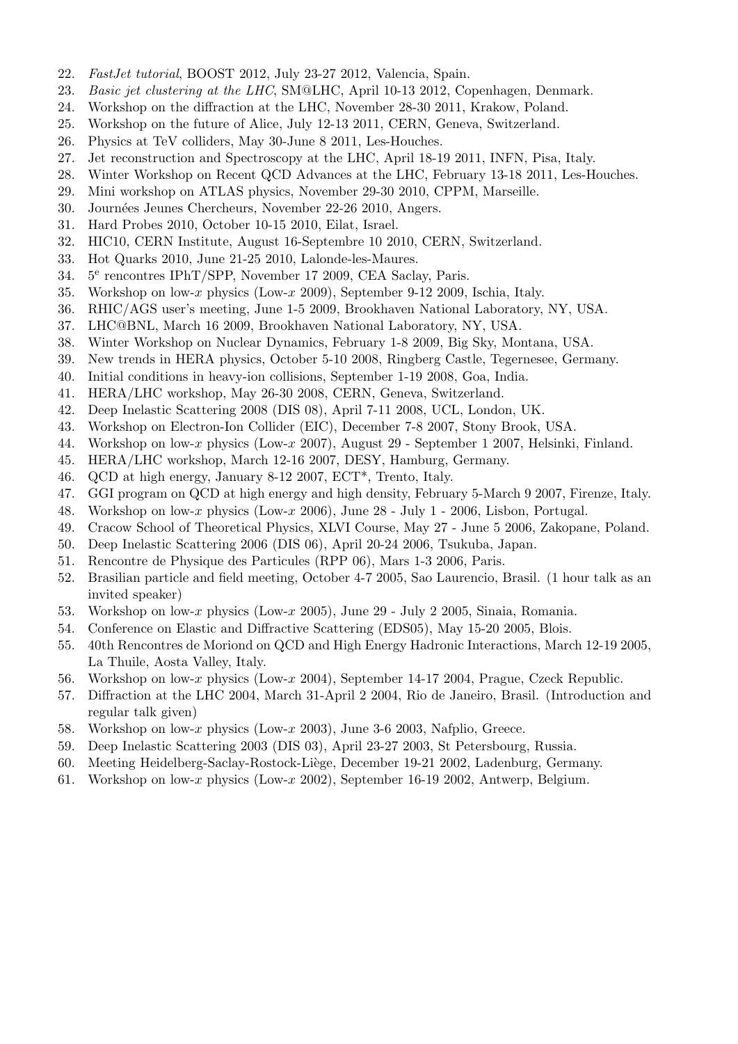22. *FastJet tutorial*, BOOST 2012, July 23-27 2012, Valencia, Spain.
23. *Basic jet clustering at the LHC*, SM@LHC, April 10-13 2012, Copenhagen, Denmark.
24. Workshop on the diffraction at the LHC, November 28-30 2011, Krakow, Poland.
25. Workshop on the future of Alice, July 12-13 2011, CERN, Geneva, Switzerland.
26. Physics at TeV colliders, May 30-June 8 2011, Les-Houches.
27. Jet reconstruction and Spectroscopy at the LHC, April 18-19 2011, INFN, Pisa, Italy.
28. Winter Workshop on Recent QCD Advances at the LHC, February 13-18 2011, Les-Houches.
29. Mini workshop on ATLAS physics, November 29-30 2010, CPPM, Marseille.
30. Journées Jeunes Chercheurs, November 22-26 2010, Angers.
31. Hard Probes 2010, October 10-15 2010, Eilat, Israel.
32. HIC10, CERN Institute, August 16-Septembre 10 2010, CERN, Switzerland.
33. Hot Quarks 2010, June 21-25 2010, Lalonde-les-Maures.
34. 5e rencontres IPhT/SPP, November 17 2009, CEA Saclay, Paris.
35. Workshop on low-$x$ physics (Low-$x$ 2009), September 9-12 2009, Ischia, Italy.
36. RHIC/AGS user's meeting, June 1-5 2009, Brookhaven National Laboratory, NY, USA.
37. LHC@BNL, March 16 2009, Brookhaven National Laboratory, NY, USA.
38. Winter Workshop on Nuclear Dynamics, February 1-8 2009, Big Sky, Montana, USA.
39. New trends in HERA physics, October 5-10 2008, Ringberg Castle, Tegernesee, Germany.
40. Initial conditions in heavy-ion collisions, September 1-19 2008, Goa, India.
41. HERA/LHC workshop, May 26-30 2008, CERN, Geneva, Switzerland.
42. Deep Inelastic Scattering 2008 (DIS 08), April 7-11 2008, UCL, London, UK.
43. Workshop on Electron-Ion Collider (EIC), December 7-8 2007, Stony Brook, USA.
44. Workshop on low-$x$ physics (Low-$x$ 2007), August 29 - September 1 2007, Helsinki, Finland.
45. HERA/LHC workshop, March 12-16 2007, DESY, Hamburg, Germany.
46. QCD at high energy, January 8-12 2007, ECT*, Trento, Italy.
47. GGI program on QCD at high energy and high density, February 5-March 9 2007, Firenze, Italy.
48. Workshop on low-$x$ physics (Low-$x$ 2006), June 28 - July 1 - 2006, Lisbon, Portugal.
49. Cracow School of Theoretical Physics, XLVI Course, May 27 - June 5 2006, Zakopane, Poland.
50. Deep Inelastic Scattering 2006 (DIS 06), April 20-24 2006, Tsukuba, Japan.
51. Rencontre de Physique des Particules (RPP 06), Mars 1-3 2006, Paris.
52. Brasilian particle and field meeting, October 4-7 2005, Sao Laurencio, Brasil. (1 hour talk as an invited speaker)
53. Workshop on low-$x$ physics (Low-$x$ 2005), June 29 - July 2 2005, Sinaia, Romania.
54. Conference on Elastic and Diffractive Scattering (EDS05), May 15-20 2005, Blois.
55. 40th Rencontres de Moriond on QCD and High Energy Hadronic Interactions, March 12-19 2005, La Thuile, Aosta Valley, Italy.
56. Workshop on low-$x$ physics (Low-$x$ 2004), September 14-17 2004, Prague, Czeck Republic.
57. Diffraction at the LHC 2004, March 31-April 2 2004, Rio de Janeiro, Brasil. (Introduction and regular talk given)
58. Workshop on low-$x$ physics (Low-$x$ 2003), June 3-6 2003, Nafplio, Greece.
59. Deep Inelastic Scattering 2003 (DIS 03), April 23-27 2003, St Petersbourg, Russia.
60. Meeting Heidelberg-Saclay-Rostock-Liège, December 19-21 2002, Ladenburg, Germany.
61. Workshop on low-$x$ physics (Low-$x$ 2002), September 16-19 2002, Antwerp, Belgium.